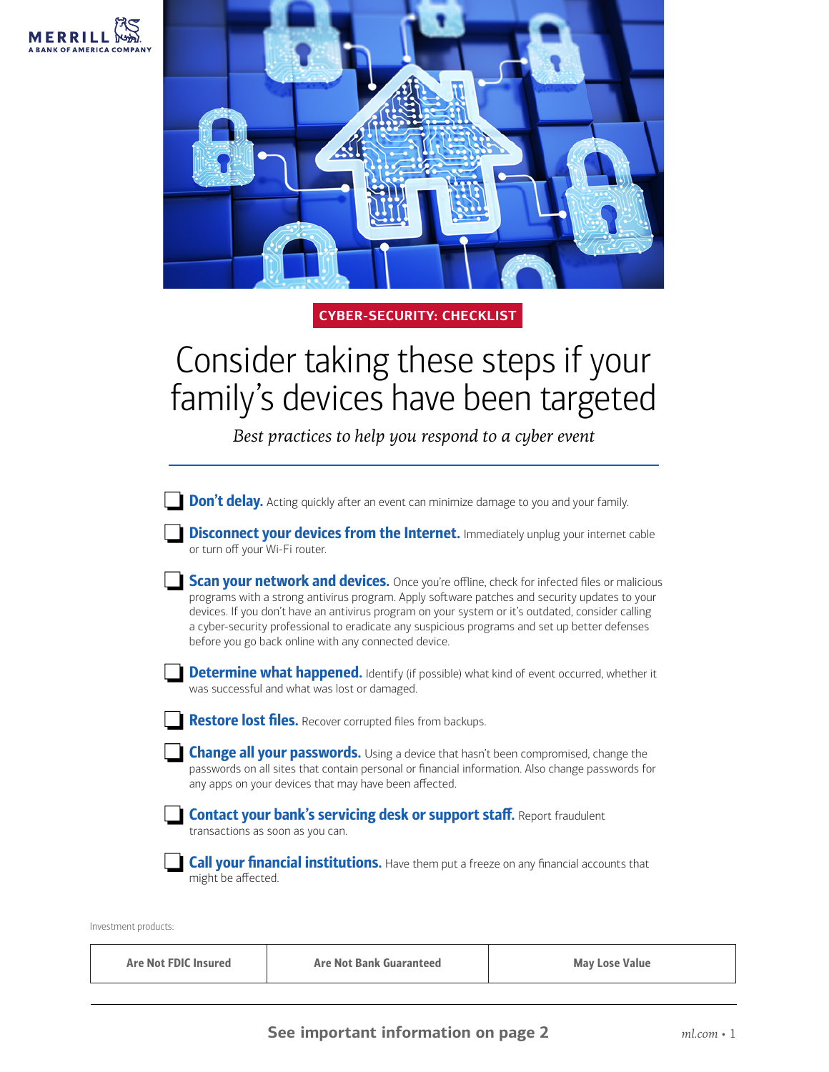MERRILL
A BANK OF AMERICA COMPANY

**CYBER-SECURITY: CHECKLIST**

# Consider taking these steps if your family's devices have been targeted

*Best practices to help you respond to a cyber event*

- [ ] **Don't delay.** Acting quickly after an event can minimize damage to you and your family.
- [ ] **Disconnect your devices from the Internet.** Immediately unplug your internet cable or turn off your Wi-Fi router.
- [ ] **Scan your network and devices.** Once you're offline, check for infected files or malicious programs with a strong antivirus program. Apply software patches and security updates to your devices. If you don't have an antivirus program on your system or it's outdated, consider calling a cyber-security professional to eradicate any suspicious programs and set up better defenses before you go back online with any connected device.
- [ ] **Determine what happened.** Identify (if possible) what kind of event occurred, whether it was successful and what was lost or damaged.
- [ ] **Restore lost files.** Recover corrupted files from backups.
- [ ] **Change all your passwords.** Using a device that hasn't been compromised, change the passwords on all sites that contain personal or financial information. Also change passwords for any apps on your devices that may have been affected.
- [ ] **Contact your bank's servicing desk or support staff.** Report fraudulent transactions as soon as you can.
- [ ] **Call your financial institutions.** Have them put a freeze on any financial accounts that might be affected.

Investment products:

| Are Not FDIC Insured | Are Not Bank Guaranteed | May Lose Value |
|---|---|---|

**See important information on page 2**

*ml.com*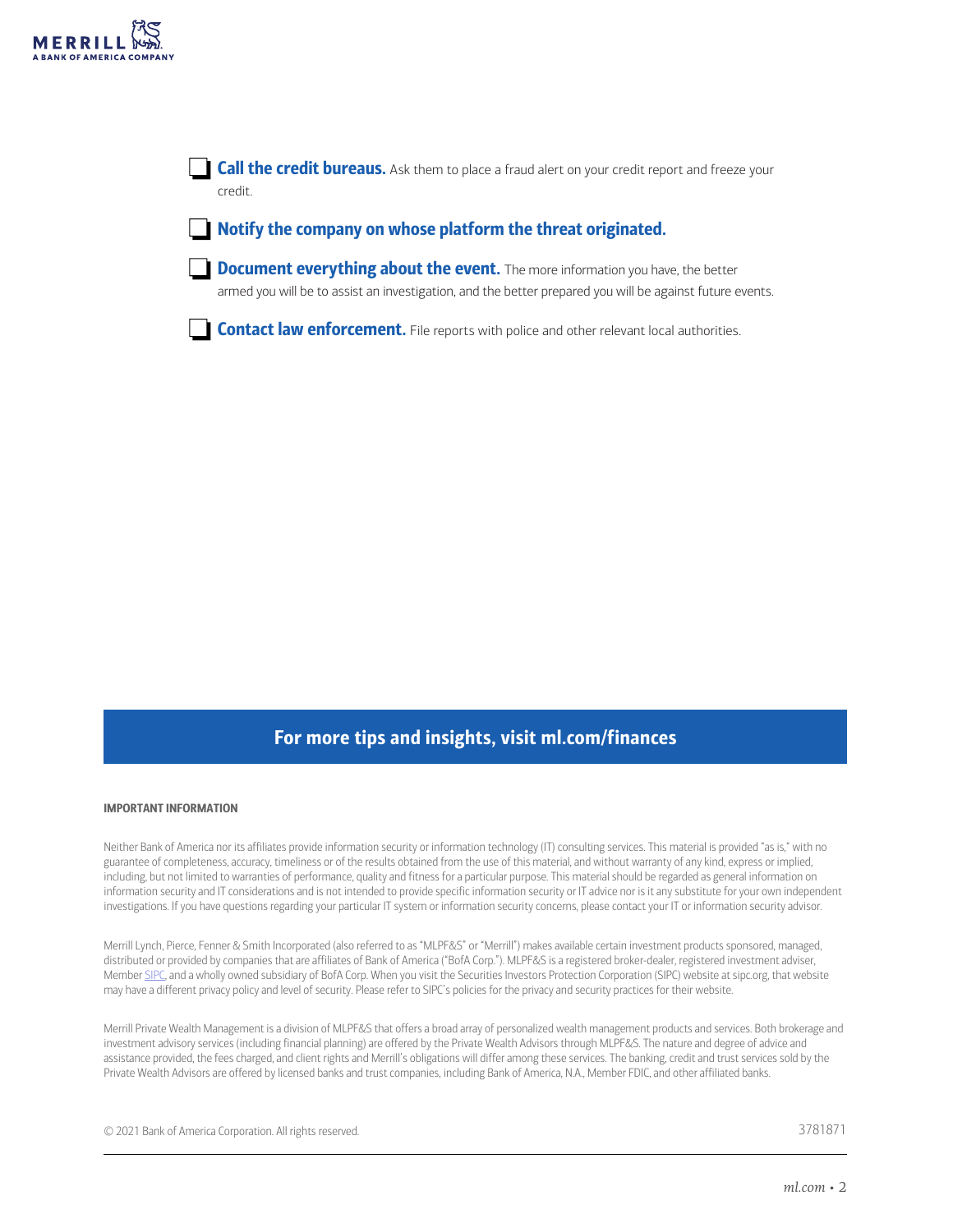- [ ] **Call the credit bureaus.** Ask them to place a fraud alert on your credit report and freeze your credit.
- [ ] **Notify the company on whose platform the threat originated.**
- [ ] **Document everything about the event.** The more information you have, the better armed you will be to assist an investigation, and the better prepared you will be against future events.
- [ ] **Contact law enforcement.** File reports with police and other relevant local authorities.

**For more tips and insights, visit ml.com/finances**

**IMPORTANT INFORMATION**

Neither Bank of America nor its affiliates provide information security or information technology (IT) consulting services. This material is provided "as is," with no guarantee of completeness, accuracy, timeliness or of the results obtained from the use of this material, and without warranty of any kind, express or implied, including, but not limited to warranties of performance, quality and fitness for a particular purpose. This material should be regarded as general information on information security and IT considerations and is not intended to provide specific information security or IT advice nor is it any substitute for your own independent investigations. If you have questions regarding your particular IT system or information security concerns, please contact your IT or information security advisor.

Merrill Lynch, Pierce, Fenner & Smith Incorporated (also referred to as "MLPF&S" or "Merrill") makes available certain investment products sponsored, managed, distributed or provided by companies that are affiliates of Bank of America ("BofA Corp."). MLPF&S is a registered broker-dealer, registered investment adviser, Member SIPC, and a wholly owned subsidiary of BofA Corp. When you visit the Securities Investors Protection Corporation (SIPC) website at sipc.org, that website may have a different privacy policy and level of security. Please refer to SIPC's policies for the privacy and security practices for their website.

Merrill Private Wealth Management is a division of MLPF&S that offers a broad array of personalized wealth management products and services. Both brokerage and investment advisory services (including financial planning) are offered by the Private Wealth Advisors through MLPF&S. The nature and degree of advice and assistance provided, the fees charged, and client rights and Merrill's obligations will differ among these services. The banking, credit and trust services sold by the Private Wealth Advisors are offered by licensed banks and trust companies, including Bank of America, N.A., Member FDIC, and other affiliated banks.

© 2021 Bank of America Corporation. All rights reserved.

3781871